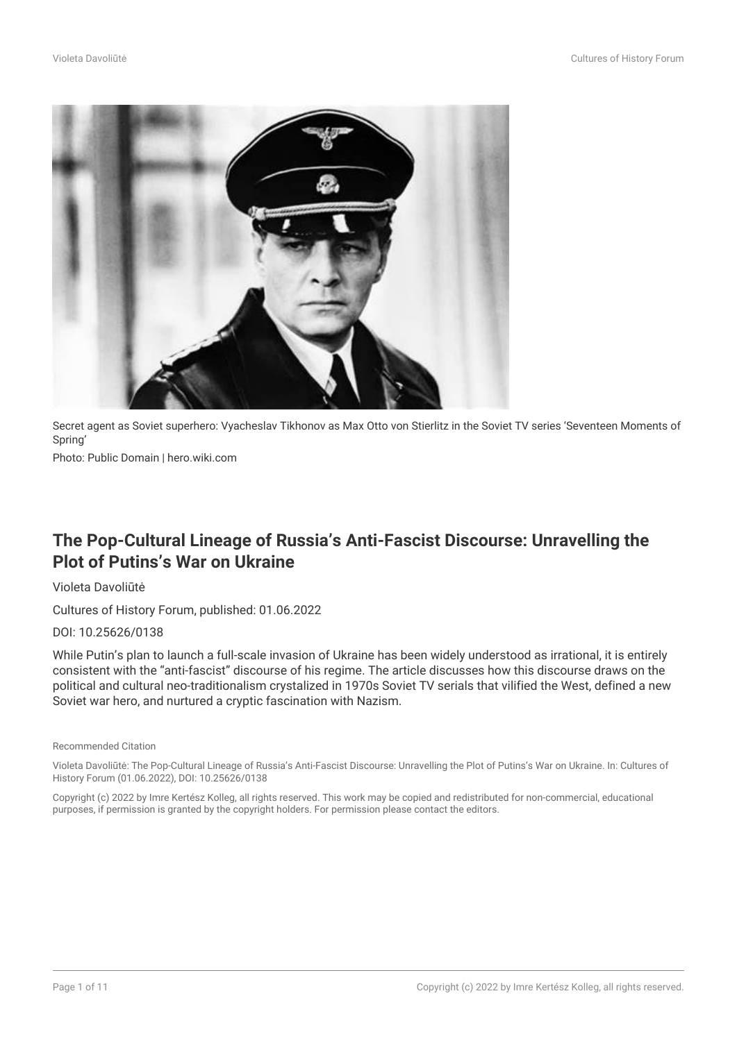Secret agent as Soviet superhero: Vyacheslav Tikhonov as Max Otto von Stierlitz in the Soviet TV series 'Seventeen Moments of Spring'

Photo: Public Domain | hero.wiki.com

## The Pop-Cultural Lineage of Russia's Anti-Fascist Discourse: Unravelling the Plot of Putins's War on Ukraine

Violeta Davoliūtė

Cultures of History Forum, published: 01.06.2022

DOI: 10.25626/0138

While Putin's plan to launch a full-scale invasion of Ukraine has been widely understood as irrational, it is entirely consistent with the "anti-fascist" discourse of his regime. The article discusses how this discourse draws on the political and cultural neo-traditionalism crystalized in 1970s Soviet TV serials that vilified the West, defined a new Soviet war hero, and nurtured a cryptic fascination with Nazism.

Recommended Citation

Violeta Davoliūtė: The Pop-Cultural Lineage of Russia's Anti-Fascist Discourse: Unravelling the Plot of Putins's War on Ukraine. In: Cultures of History Forum (01.06.2022), DOI: 10.25626/0138

Copyright (c) 2022 by Imre Kertész Kolleg, all rights reserved. This work may be copied and redistributed for non-commercial, educational purposes, if permission is granted by the copyright holders. For permission please contact the editors.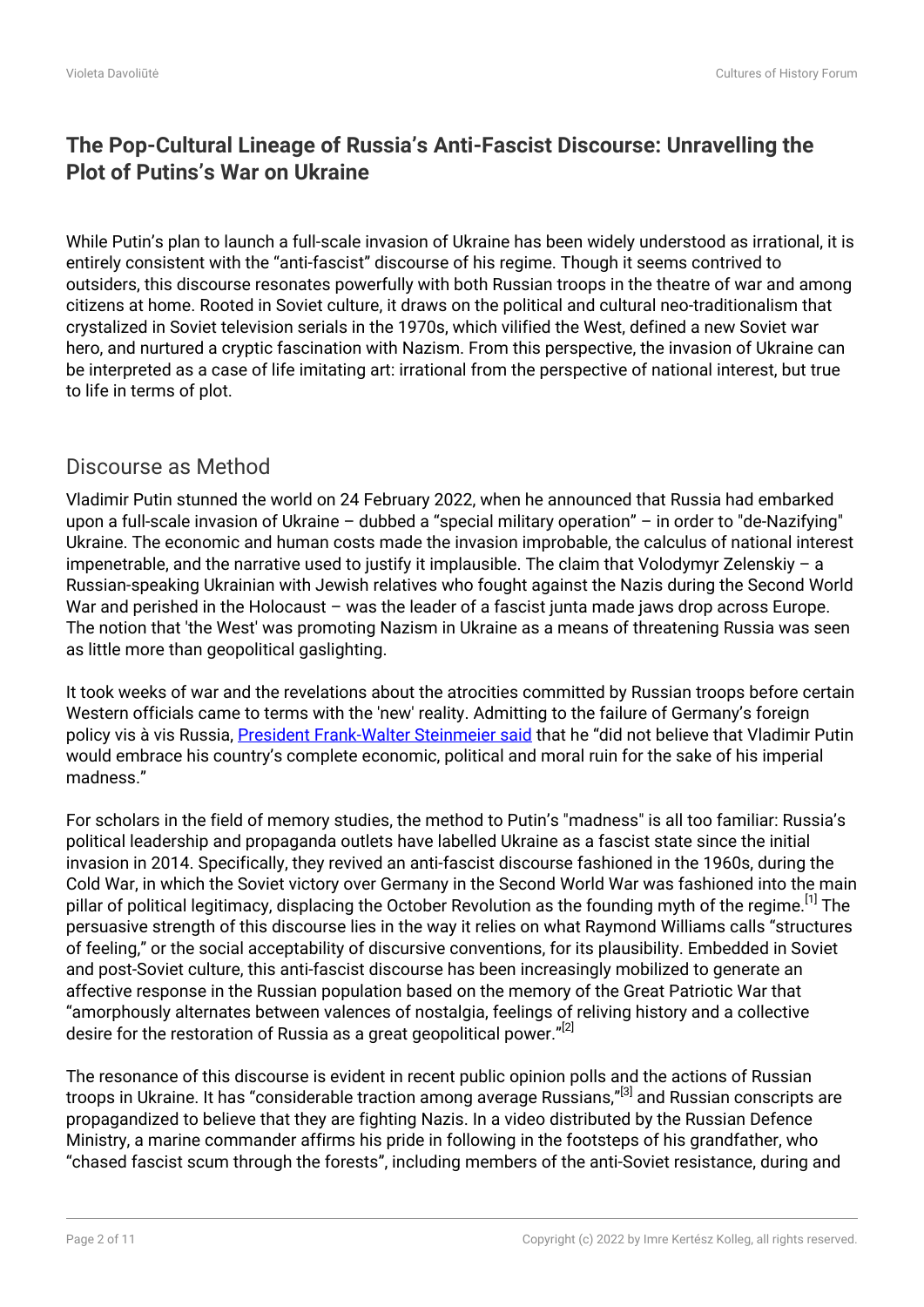## The Pop-Cultural Lineage of Russia's Anti-Fascist Discourse: Unravelling the Plot of Putins's War on Ukraine

While Putin's plan to launch a full-scale invasion of Ukraine has been widely understood as irrational, it is entirely consistent with the "anti-fascist" discourse of his regime. Though it seems contrived to outsiders, this discourse resonates powerfully with both Russian troops in the theatre of war and among citizens at home. Rooted in Soviet culture, it draws on the political and cultural neo-traditionalism that crystalized in Soviet television serials in the 1970s, which vilified the West, defined a new Soviet war hero, and nurtured a cryptic fascination with Nazism. From this perspective, the invasion of Ukraine can be interpreted as a case of life imitating art: irrational from the perspective of national interest, but true to life in terms of plot.

### Discourse as Method

Vladimir Putin stunned the world on 24 February 2022, when he announced that Russia had embarked upon a full-scale invasion of Ukraine – dubbed a "special military operation" – in order to "de-Nazifying" Ukraine. The economic and human costs made the invasion improbable, the calculus of national interest impenetrable, and the narrative used to justify it implausible. The claim that Volodymyr Zelenskiy – a Russian-speaking Ukrainian with Jewish relatives who fought against the Nazis during the Second World War and perished in the Holocaust – was the leader of a fascist junta made jaws drop across Europe. The notion that 'the West' was promoting Nazism in Ukraine as a means of threatening Russia was seen as little more than geopolitical gaslighting.

It took weeks of war and the revelations about the atrocities committed by Russian troops before certain Western officials came to terms with the 'new' reality. Admitting to the failure of Germany's foreign policy vis à vis Russia, President Frank-Walter Steinmeier said that he "did not believe that Vladimir Putin would embrace his country's complete economic, political and moral ruin for the sake of his imperial madness."

For scholars in the field of memory studies, the method to Putin's "madness" is all too familiar: Russia's political leadership and propaganda outlets have labelled Ukraine as a fascist state since the initial invasion in 2014. Specifically, they revived an anti-fascist discourse fashioned in the 1960s, during the Cold War, in which the Soviet victory over Germany in the Second World War was fashioned into the main pillar of political legitimacy, displacing the October Revolution as the founding myth of the regime.[1] The persuasive strength of this discourse lies in the way it relies on what Raymond Williams calls "structures of feeling," or the social acceptability of discursive conventions, for its plausibility. Embedded in Soviet and post-Soviet culture, this anti-fascist discourse has been increasingly mobilized to generate an affective response in the Russian population based on the memory of the Great Patriotic War that "amorphously alternates between valences of nostalgia, feelings of reliving history and a collective desire for the restoration of Russia as a great geopolitical power."[2]

The resonance of this discourse is evident in recent public opinion polls and the actions of Russian troops in Ukraine. It has "considerable traction among average Russians,"[3] and Russian conscripts are propagandized to believe that they are fighting Nazis. In a video distributed by the Russian Defence Ministry, a marine commander affirms his pride in following in the footsteps of his grandfather, who "chased fascist scum through the forests", including members of the anti-Soviet resistance, during and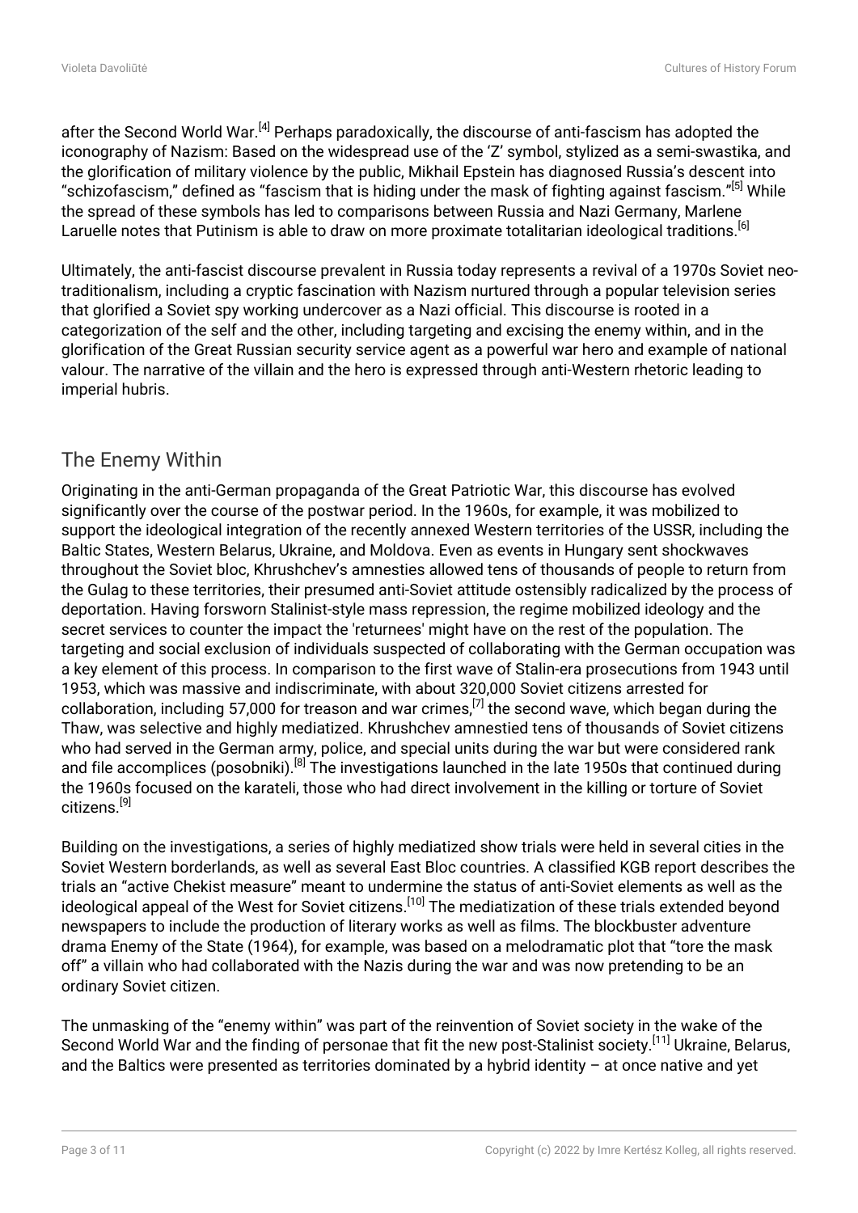after the Second World War.[4] Perhaps paradoxically, the discourse of anti-fascism has adopted the iconography of Nazism: Based on the widespread use of the 'Z' symbol, stylized as a semi-swastika, and the glorification of military violence by the public, Mikhail Epstein has diagnosed Russia's descent into "schizofascism," defined as "fascism that is hiding under the mask of fighting against fascism."[5] While the spread of these symbols has led to comparisons between Russia and Nazi Germany, Marlene Laruelle notes that Putinism is able to draw on more proximate totalitarian ideological traditions.[6]

Ultimately, the anti-fascist discourse prevalent in Russia today represents a revival of a 1970s Soviet neo-traditionalism, including a cryptic fascination with Nazism nurtured through a popular television series that glorified a Soviet spy working undercover as a Nazi official. This discourse is rooted in a categorization of the self and the other, including targeting and excising the enemy within, and in the glorification of the Great Russian security service agent as a powerful war hero and example of national valour. The narrative of the villain and the hero is expressed through anti-Western rhetoric leading to imperial hubris.

## The Enemy Within

Originating in the anti-German propaganda of the Great Patriotic War, this discourse has evolved significantly over the course of the postwar period. In the 1960s, for example, it was mobilized to support the ideological integration of the recently annexed Western territories of the USSR, including the Baltic States, Western Belarus, Ukraine, and Moldova. Even as events in Hungary sent shockwaves throughout the Soviet bloc, Khrushchev's amnesties allowed tens of thousands of people to return from the Gulag to these territories, their presumed anti-Soviet attitude ostensibly radicalized by the process of deportation. Having forsworn Stalinist-style mass repression, the regime mobilized ideology and the secret services to counter the impact the 'returnees' might have on the rest of the population. The targeting and social exclusion of individuals suspected of collaborating with the German occupation was a key element of this process. In comparison to the first wave of Stalin-era prosecutions from 1943 until 1953, which was massive and indiscriminate, with about 320,000 Soviet citizens arrested for collaboration, including 57,000 for treason and war crimes,[7] the second wave, which began during the Thaw, was selective and highly mediatized. Khrushchev amnestied tens of thousands of Soviet citizens who had served in the German army, police, and special units during the war but were considered rank and file accomplices (posobniki).[8] The investigations launched in the late 1950s that continued during the 1960s focused on the karateli, those who had direct involvement in the killing or torture of Soviet citizens.[9]

Building on the investigations, a series of highly mediatized show trials were held in several cities in the Soviet Western borderlands, as well as several East Bloc countries. A classified KGB report describes the trials an "active Chekist measure" meant to undermine the status of anti-Soviet elements as well as the ideological appeal of the West for Soviet citizens.[10] The mediatization of these trials extended beyond newspapers to include the production of literary works as well as films. The blockbuster adventure drama Enemy of the State (1964), for example, was based on a melodramatic plot that "tore the mask off" a villain who had collaborated with the Nazis during the war and was now pretending to be an ordinary Soviet citizen.

The unmasking of the "enemy within" was part of the reinvention of Soviet society in the wake of the Second World War and the finding of personae that fit the new post-Stalinist society.[11] Ukraine, Belarus, and the Baltics were presented as territories dominated by a hybrid identity – at once native and yet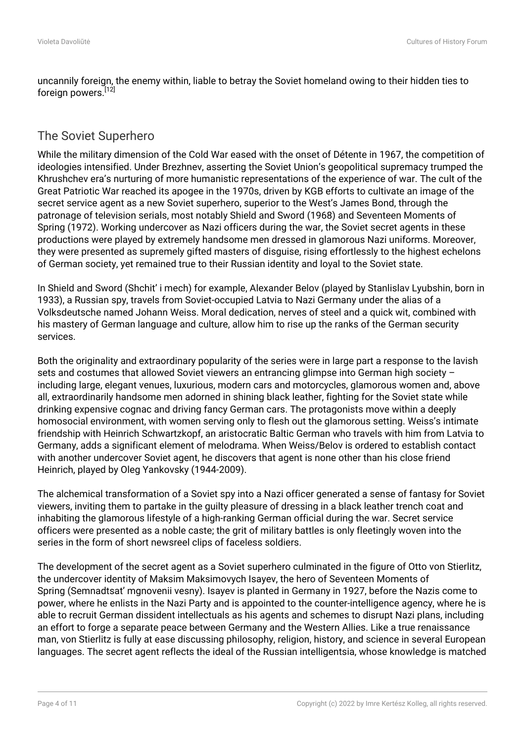uncannily foreign, the enemy within, liable to betray the Soviet homeland owing to their hidden ties to foreign powers.[12]

## The Soviet Superhero

While the military dimension of the Cold War eased with the onset of Détente in 1967, the competition of ideologies intensified. Under Brezhnev, asserting the Soviet Union's geopolitical supremacy trumped the Khrushchev era's nurturing of more humanistic representations of the experience of war. The cult of the Great Patriotic War reached its apogee in the 1970s, driven by KGB efforts to cultivate an image of the secret service agent as a new Soviet superhero, superior to the West's James Bond, through the patronage of television serials, most notably Shield and Sword (1968) and Seventeen Moments of Spring (1972). Working undercover as Nazi officers during the war, the Soviet secret agents in these productions were played by extremely handsome men dressed in glamorous Nazi uniforms. Moreover, they were presented as supremely gifted masters of disguise, rising effortlessly to the highest echelons of German society, yet remained true to their Russian identity and loyal to the Soviet state.

In Shield and Sword (Shchit' i mech) for example, Alexander Belov (played by Stanlislav Lyubshin, born in 1933), a Russian spy, travels from Soviet-occupied Latvia to Nazi Germany under the alias of a Volksdeutsche named Johann Weiss. Moral dedication, nerves of steel and a quick wit, combined with his mastery of German language and culture, allow him to rise up the ranks of the German security services.

Both the originality and extraordinary popularity of the series were in large part a response to the lavish sets and costumes that allowed Soviet viewers an entrancing glimpse into German high society – including large, elegant venues, luxurious, modern cars and motorcycles, glamorous women and, above all, extraordinarily handsome men adorned in shining black leather, fighting for the Soviet state while drinking expensive cognac and driving fancy German cars. The protagonists move within a deeply homosocial environment, with women serving only to flesh out the glamorous setting. Weiss's intimate friendship with Heinrich Schwartzkopf, an aristocratic Baltic German who travels with him from Latvia to Germany, adds a significant element of melodrama. When Weiss/Belov is ordered to establish contact with another undercover Soviet agent, he discovers that agent is none other than his close friend Heinrich, played by Oleg Yankovsky (1944-2009).

The alchemical transformation of a Soviet spy into a Nazi officer generated a sense of fantasy for Soviet viewers, inviting them to partake in the guilty pleasure of dressing in a black leather trench coat and inhabiting the glamorous lifestyle of a high-ranking German official during the war. Secret service officers were presented as a noble caste; the grit of military battles is only fleetingly woven into the series in the form of short newsreel clips of faceless soldiers.

The development of the secret agent as a Soviet superhero culminated in the figure of Otto von Stierlitz, the undercover identity of Maksim Maksimovych Isayev, the hero of Seventeen Moments of Spring (Semnadtsat' mgnovenii vesny). Isayev is planted in Germany in 1927, before the Nazis come to power, where he enlists in the Nazi Party and is appointed to the counter-intelligence agency, where he is able to recruit German dissident intellectuals as his agents and schemes to disrupt Nazi plans, including an effort to forge a separate peace between Germany and the Western Allies. Like a true renaissance man, von Stierlitz is fully at ease discussing philosophy, religion, history, and science in several European languages. The secret agent reflects the ideal of the Russian intelligentsia, whose knowledge is matched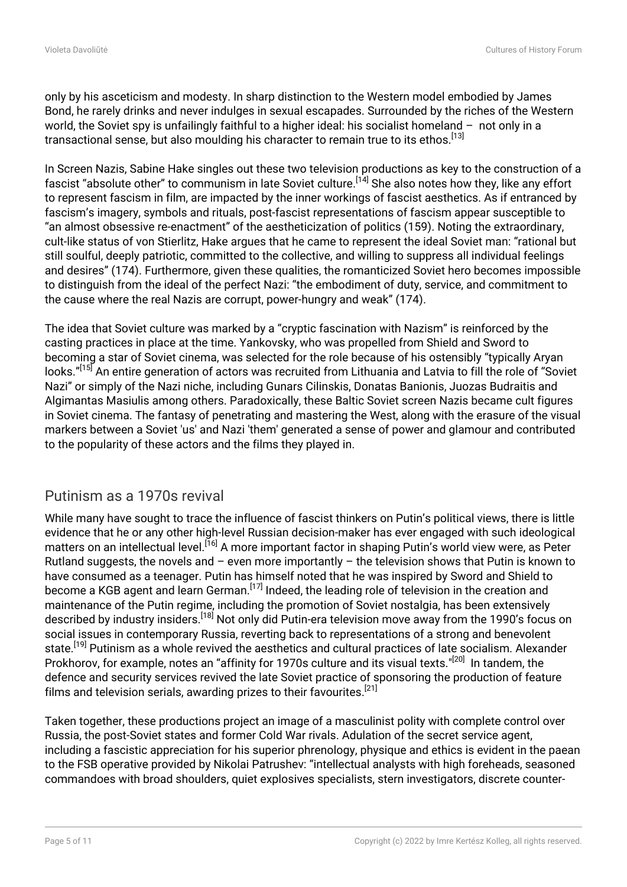only by his asceticism and modesty. In sharp distinction to the Western model embodied by James Bond, he rarely drinks and never indulges in sexual escapades. Surrounded by the riches of the Western world, the Soviet spy is unfailingly faithful to a higher ideal: his socialist homeland – not only in a transactional sense, but also moulding his character to remain true to its ethos.[13]

In Screen Nazis, Sabine Hake singles out these two television productions as key to the construction of a fascist "absolute other" to communism in late Soviet culture.[14] She also notes how they, like any effort to represent fascism in film, are impacted by the inner workings of fascist aesthetics. As if entranced by fascism's imagery, symbols and rituals, post-fascist representations of fascism appear susceptible to "an almost obsessive re-enactment" of the aestheticization of politics (159). Noting the extraordinary, cult-like status of von Stierlitz, Hake argues that he came to represent the ideal Soviet man: "rational but still soulful, deeply patriotic, committed to the collective, and willing to suppress all individual feelings and desires" (174). Furthermore, given these qualities, the romanticized Soviet hero becomes impossible to distinguish from the ideal of the perfect Nazi: "the embodiment of duty, service, and commitment to the cause where the real Nazis are corrupt, power-hungry and weak" (174).

The idea that Soviet culture was marked by a "cryptic fascination with Nazism" is reinforced by the casting practices in place at the time. Yankovsky, who was propelled from Shield and Sword to becoming a star of Soviet cinema, was selected for the role because of his ostensibly "typically Aryan looks."[15] An entire generation of actors was recruited from Lithuania and Latvia to fill the role of "Soviet Nazi" or simply of the Nazi niche, including Gunars Cilinskis, Donatas Banionis, Juozas Budraitis and Algimantas Masiulis among others. Paradoxically, these Baltic Soviet screen Nazis became cult figures in Soviet cinema. The fantasy of penetrating and mastering the West, along with the erasure of the visual markers between a Soviet 'us' and Nazi 'them' generated a sense of power and glamour and contributed to the popularity of these actors and the films they played in.

## Putinism as a 1970s revival

While many have sought to trace the influence of fascist thinkers on Putin's political views, there is little evidence that he or any other high-level Russian decision-maker has ever engaged with such ideological matters on an intellectual level.[16] A more important factor in shaping Putin's world view were, as Peter Rutland suggests, the novels and – even more importantly – the television shows that Putin is known to have consumed as a teenager. Putin has himself noted that he was inspired by Sword and Shield to become a KGB agent and learn German.[17] Indeed, the leading role of television in the creation and maintenance of the Putin regime, including the promotion of Soviet nostalgia, has been extensively described by industry insiders.[18] Not only did Putin-era television move away from the 1990's focus on social issues in contemporary Russia, reverting back to representations of a strong and benevolent state.[19] Putinism as a whole revived the aesthetics and cultural practices of late socialism. Alexander Prokhorov, for example, notes an "affinity for 1970s culture and its visual texts."[20] In tandem, the defence and security services revived the late Soviet practice of sponsoring the production of feature films and television serials, awarding prizes to their favourites.[21]

Taken together, these productions project an image of a masculinist polity with complete control over Russia, the post-Soviet states and former Cold War rivals. Adulation of the secret service agent, including a fascistic appreciation for his superior phrenology, physique and ethics is evident in the paean to the FSB operative provided by Nikolai Patrushev: "intellectual analysts with high foreheads, seasoned commandoes with broad shoulders, quiet explosives specialists, stern investigators, discrete counter-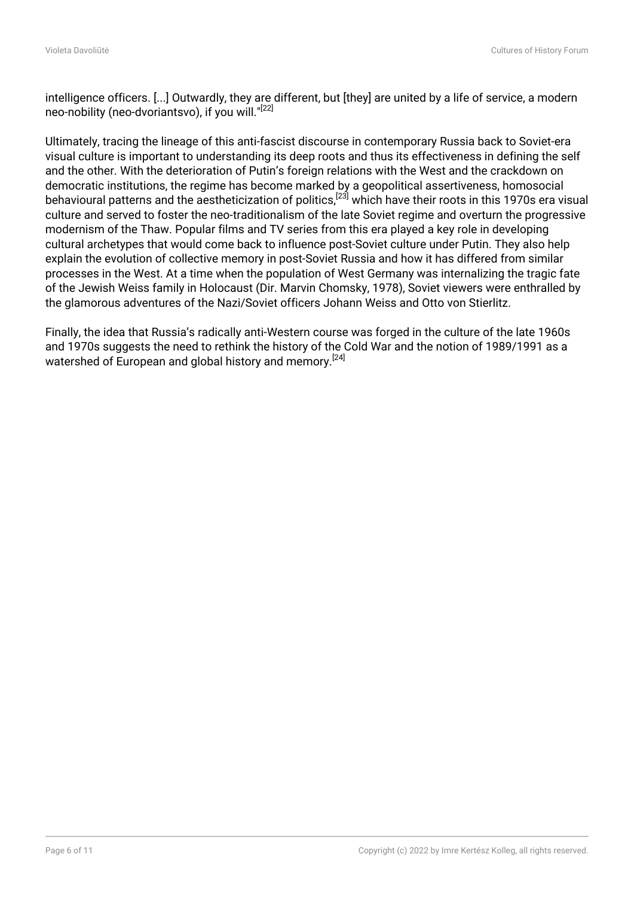intelligence officers. [...] Outwardly, they are different, but [they] are united by a life of service, a modern neo-nobility (neo-dvoriantsvo), if you will."[22]

Ultimately, tracing the lineage of this anti-fascist discourse in contemporary Russia back to Soviet-era visual culture is important to understanding its deep roots and thus its effectiveness in defining the self and the other. With the deterioration of Putin's foreign relations with the West and the crackdown on democratic institutions, the regime has become marked by a geopolitical assertiveness, homosocial behavioural patterns and the aestheticization of politics,[23] which have their roots in this 1970s era visual culture and served to foster the neo-traditionalism of the late Soviet regime and overturn the progressive modernism of the Thaw. Popular films and TV series from this era played a key role in developing cultural archetypes that would come back to influence post-Soviet culture under Putin. They also help explain the evolution of collective memory in post-Soviet Russia and how it has differed from similar processes in the West. At a time when the population of West Germany was internalizing the tragic fate of the Jewish Weiss family in Holocaust (Dir. Marvin Chomsky, 1978), Soviet viewers were enthralled by the glamorous adventures of the Nazi/Soviet officers Johann Weiss and Otto von Stierlitz.

Finally, the idea that Russia's radically anti-Western course was forged in the culture of the late 1960s and 1970s suggests the need to rethink the history of the Cold War and the notion of 1989/1991 as a watershed of European and global history and memory.[24]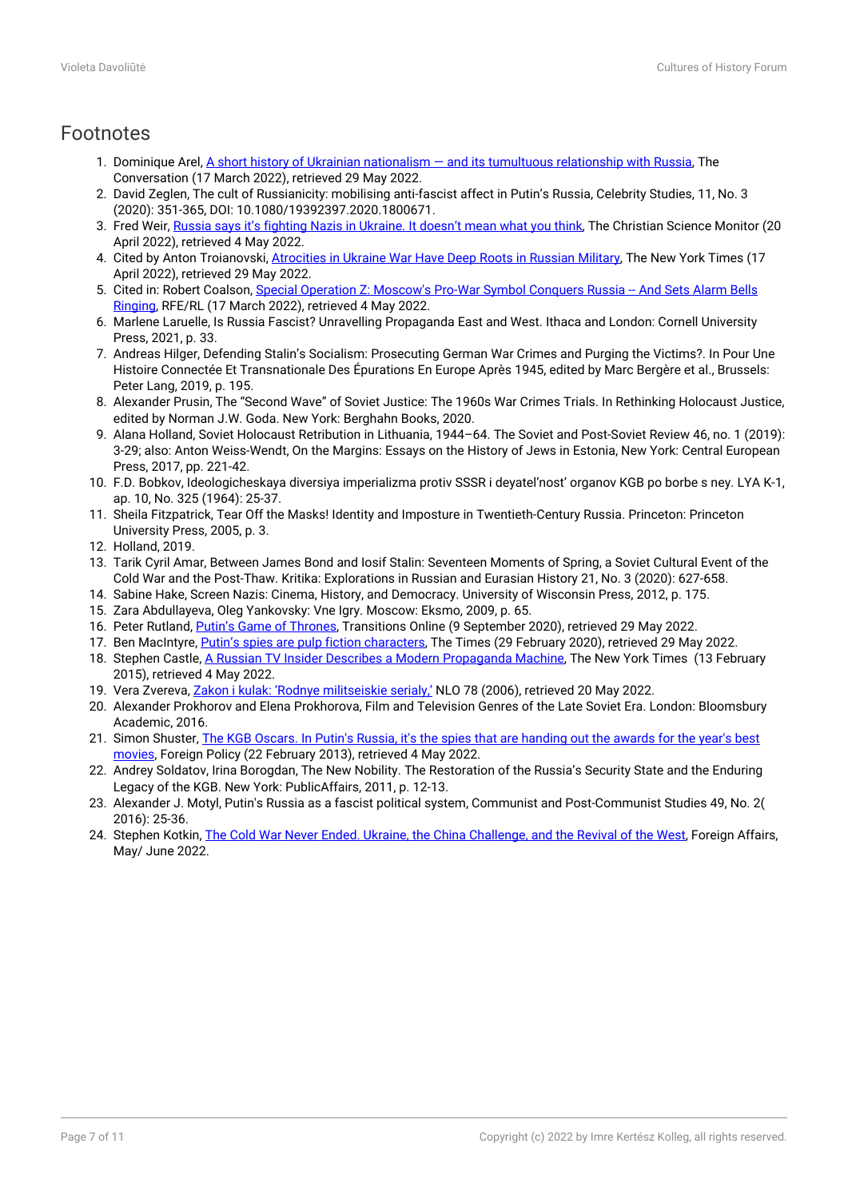## Footnotes

1. Dominique Arel, A short history of Ukrainian nationalism — and its tumultuous relationship with Russia, The Conversation (17 March 2022), retrieved 29 May 2022.
2. David Zeglen, The cult of Russianicity: mobilising anti-fascist affect in Putin's Russia, Celebrity Studies, 11, No. 3 (2020): 351-365, DOI: 10.1080/19392397.2020.1800671.
3. Fred Weir, Russia says it's fighting Nazis in Ukraine. It doesn't mean what you think, The Christian Science Monitor (20 April 2022), retrieved 4 May 2022.
4. Cited by Anton Troianovski, Atrocities in Ukraine War Have Deep Roots in Russian Military, The New York Times (17 April 2022), retrieved 29 May 2022.
5. Cited in: Robert Coalson, Special Operation Z: Moscow's Pro-War Symbol Conquers Russia -- And Sets Alarm Bells Ringing, RFE/RL (17 March 2022), retrieved 4 May 2022.
6. Marlene Laruelle, Is Russia Fascist? Unravelling Propaganda East and West. Ithaca and London: Cornell University Press, 2021, p. 33.
7. Andreas Hilger, Defending Stalin's Socialism: Prosecuting German War Crimes and Purging the Victims?. In Pour Une Histoire Connectée Et Transnationale Des Épurations En Europe Après 1945, edited by Marc Bergère et al., Brussels: Peter Lang, 2019, p. 195.
8. Alexander Prusin, The "Second Wave" of Soviet Justice: The 1960s War Crimes Trials. In Rethinking Holocaust Justice, edited by Norman J.W. Goda. New York: Berghahn Books, 2020.
9. Alana Holland, Soviet Holocaust Retribution in Lithuania, 1944–64. The Soviet and Post-Soviet Review 46, no. 1 (2019): 3-29; also: Anton Weiss-Wendt, On the Margins: Essays on the History of Jews in Estonia, New York: Central European Press, 2017, pp. 221-42.
10. F.D. Bobkov, Ideologicheskaya diversiya imperializma protiv SSSR i deyatel'nost' organov KGB po borbe s ney. LYA K-1, ap. 10, No. 325 (1964): 25-37.
11. Sheila Fitzpatrick, Tear Off the Masks! Identity and Imposture in Twentieth-Century Russia. Princeton: Princeton University Press, 2005, p. 3.
12. Holland, 2019.
13. Tarik Cyril Amar, Between James Bond and Iosif Stalin: Seventeen Moments of Spring, a Soviet Cultural Event of the Cold War and the Post-Thaw. Kritika: Explorations in Russian and Eurasian History 21, No. 3 (2020): 627-658.
14. Sabine Hake, Screen Nazis: Cinema, History, and Democracy. University of Wisconsin Press, 2012, p. 175.
15. Zara Abdullayeva, Oleg Yankovsky: Vne Igry. Moscow: Eksmo, 2009, p. 65.
16. Peter Rutland, Putin's Game of Thrones, Transitions Online (9 September 2020), retrieved 29 May 2022.
17. Ben MacIntyre, Putin's spies are pulp fiction characters, The Times (29 February 2020), retrieved 29 May 2022.
18. Stephen Castle, A Russian TV Insider Describes a Modern Propaganda Machine, The New York Times (13 February 2015), retrieved 4 May 2022.
19. Vera Zvereva, Zakon i kulak: 'Rodnye militseiskie serialy,' NLO 78 (2006), retrieved 20 May 2022.
20. Alexander Prokhorov and Elena Prokhorova, Film and Television Genres of the Late Soviet Era. London: Bloomsbury Academic, 2016.
21. Simon Shuster, The KGB Oscars. In Putin's Russia, it's the spies that are handing out the awards for the year's best movies, Foreign Policy (22 February 2013), retrieved 4 May 2022.
22. Andrey Soldatov, Irina Borogdan, The New Nobility. The Restoration of the Russia's Security State and the Enduring Legacy of the KGB. New York: PublicAffairs, 2011, p. 12-13.
23. Alexander J. Motyl, Putin's Russia as a fascist political system, Communist and Post-Communist Studies 49, No. 2( 2016): 25-36.
24. Stephen Kotkin, The Cold War Never Ended. Ukraine, the China Challenge, and the Revival of the West, Foreign Affairs, May/ June 2022.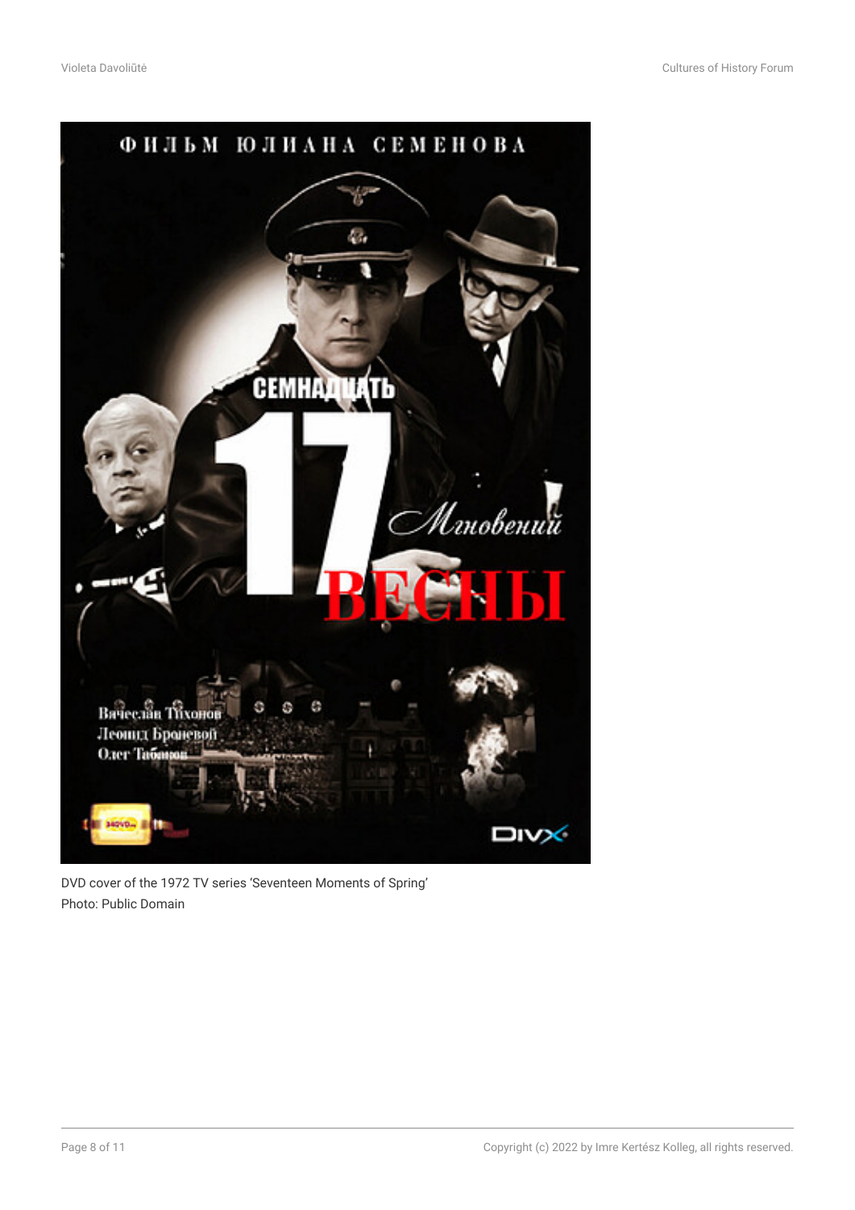DVD cover of the 1972 TV series 'Seventeen Moments of Spring'
Photo: Public Domain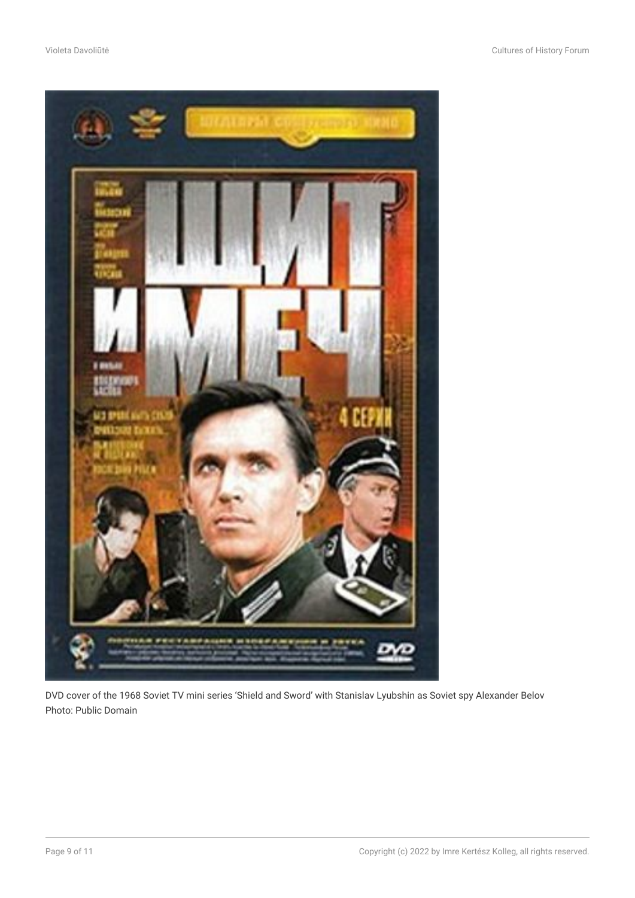DVD cover of the 1968 Soviet TV mini series ‘Shield and Sword’ with Stanislav Lyubshin as Soviet spy Alexander Belov
Photo: Public Domain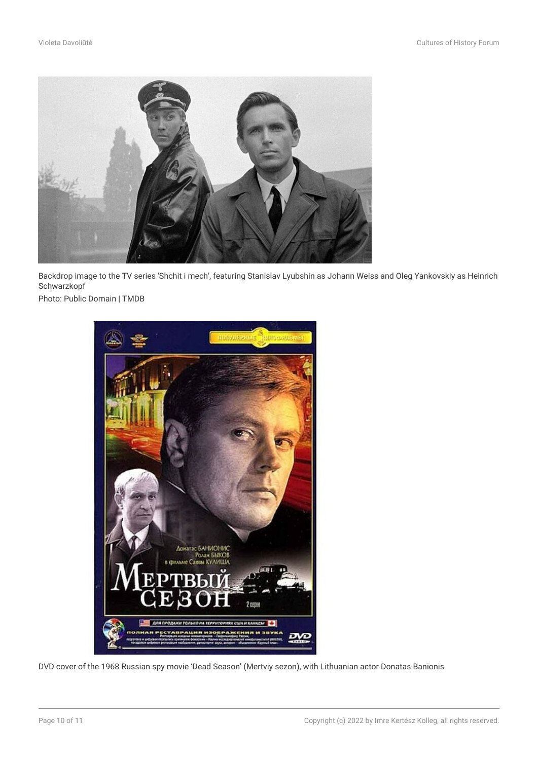Backdrop image to the TV series 'Shchit i mech', featuring Stanislav Lyubshin as Johann Weiss and Oleg Yankovskiy as Heinrich Schwarzkopf

Photo: Public Domain | TMDB

DVD cover of the 1968 Russian spy movie 'Dead Season' (Mertviy sezon), with Lithuanian actor Donatas Banionis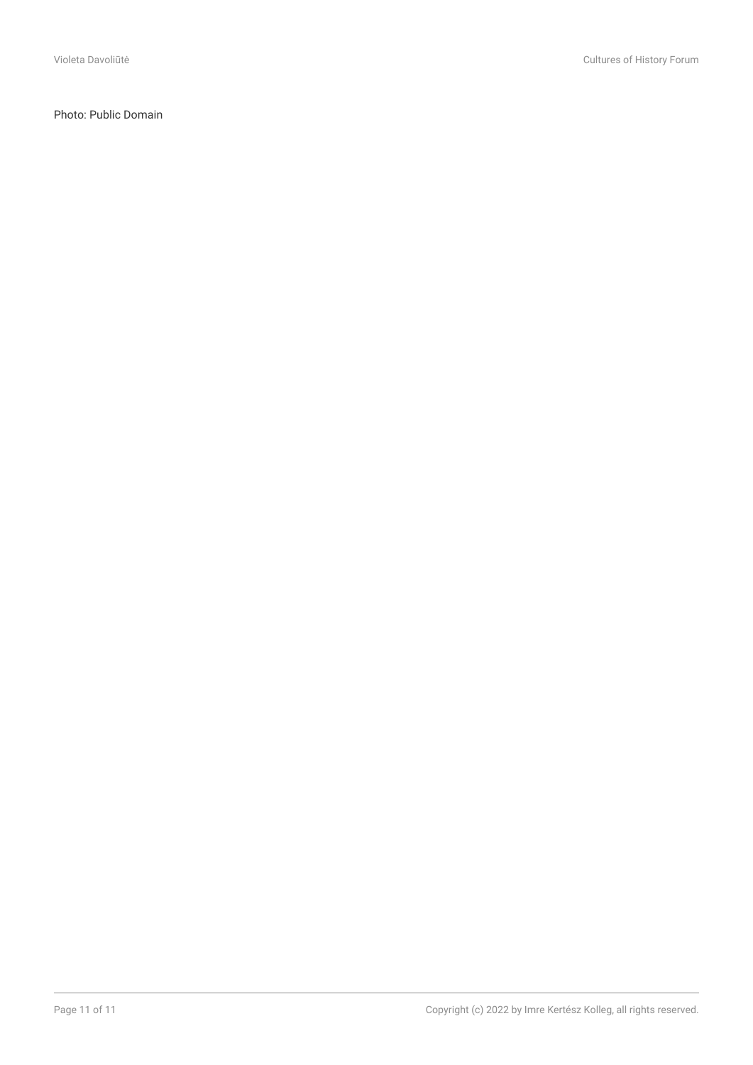Photo: Public Domain